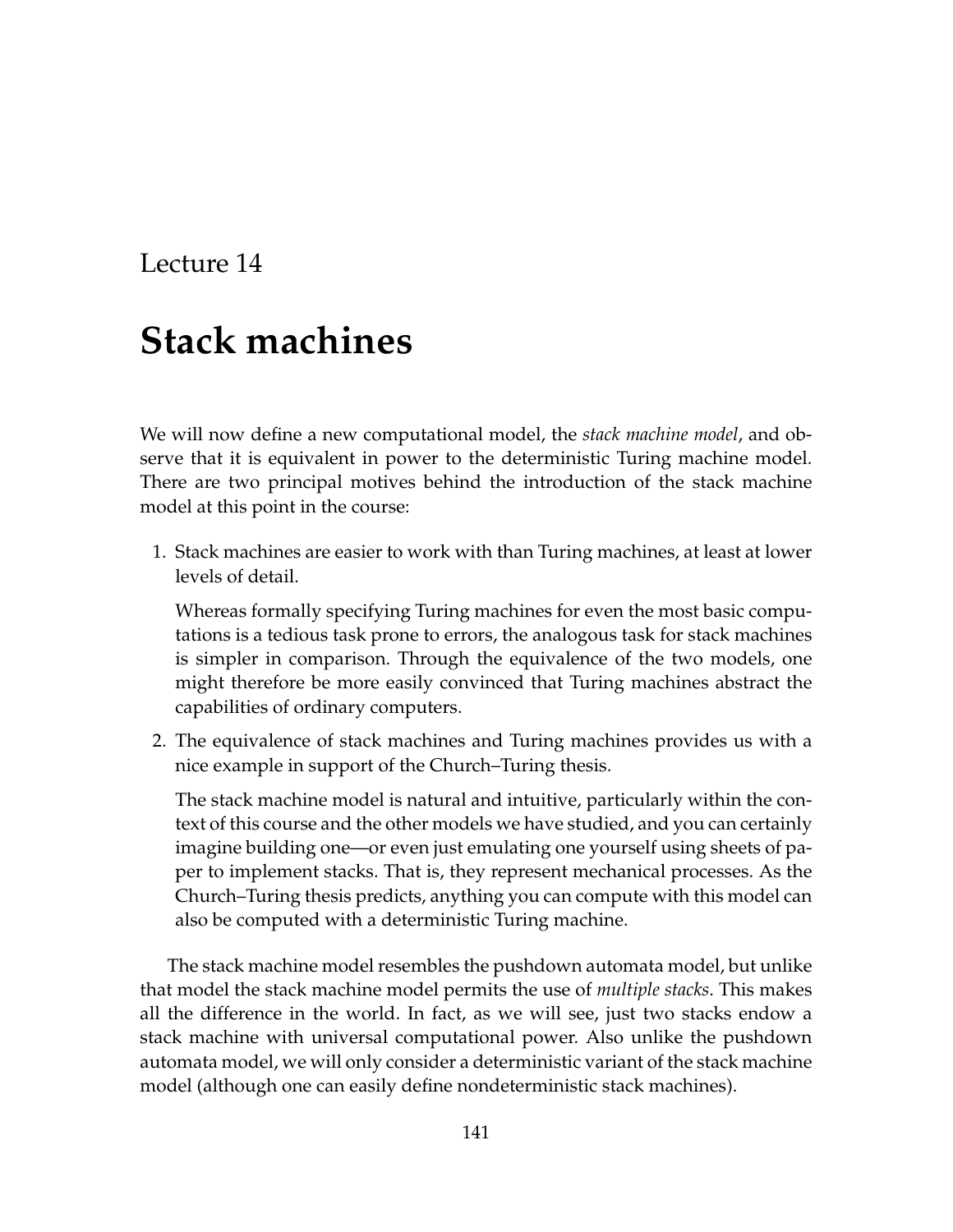Lecture 14

# Stack machines

We will now define a new computational model, the *stack machine model*, and observe that it is equivalent in power to the deterministic Turing machine model. There are two principal motives behind the introduction of the stack machine model at this point in the course:

1. Stack machines are easier to work with than Turing machines, at least at lower levels of detail.

   Whereas formally specifying Turing machines for even the most basic computations is a tedious task prone to errors, the analogous task for stack machines is simpler in comparison. Through the equivalence of the two models, one might therefore be more easily convinced that Turing machines abstract the capabilities of ordinary computers.

2. The equivalence of stack machines and Turing machines provides us with a nice example in support of the Church–Turing thesis.

   The stack machine model is natural and intuitive, particularly within the context of this course and the other models we have studied, and you can certainly imagine building one—or even just emulating one yourself using sheets of paper to implement stacks. That is, they represent mechanical processes. As the Church–Turing thesis predicts, anything you can compute with this model can also be computed with a deterministic Turing machine.

The stack machine model resembles the pushdown automata model, but unlike that model the stack machine model permits the use of *multiple stacks*. This makes all the difference in the world. In fact, as we will see, just two stacks endow a stack machine with universal computational power. Also unlike the pushdown automata model, we will only consider a deterministic variant of the stack machine model (although one can easily define nondeterministic stack machines).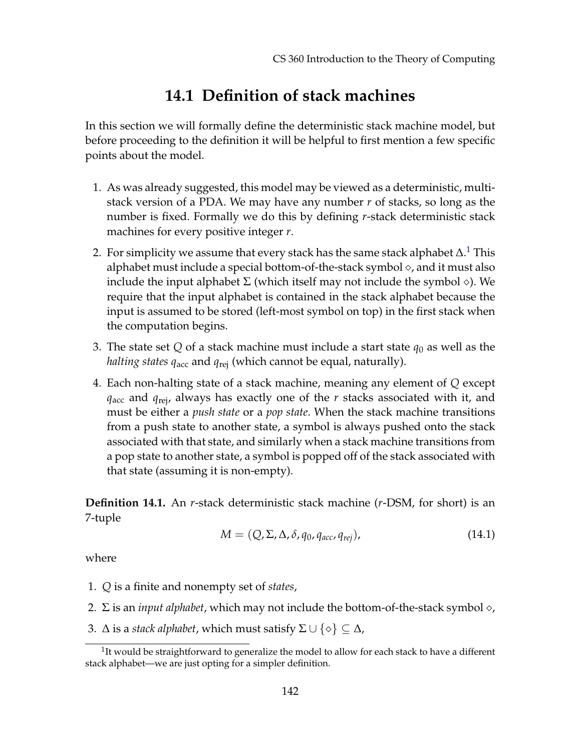## 14.1 Definition of stack machines

In this section we will formally define the deterministic stack machine model, but before proceeding to the definition it will be helpful to first mention a few specific points about the model.

1. As was already suggested, this model may be viewed as a deterministic, multi-stack version of a PDA. We may have any number $r$ of stacks, so long as the number is fixed. Formally we do this by defining $r$-stack deterministic stack machines for every positive integer $r$.
2. For simplicity we assume that every stack has the same stack alphabet $\Delta$.[1] This alphabet must include a special bottom-of-the-stack symbol $\diamond$, and it must also include the input alphabet $\Sigma$ (which itself may not include the symbol $\diamond$). We require that the input alphabet is contained in the stack alphabet because the input is assumed to be stored (left-most symbol on top) in the first stack when the computation begins.
3. The state set $Q$ of a stack machine must include a start state $q_0$ as well as the *halting states* $q_{\text{acc}}$ and $q_{\text{rej}}$ (which cannot be equal, naturally).
4. Each non-halting state of a stack machine, meaning any element of $Q$ except $q_{\text{acc}}$ and $q_{\text{rej}}$, always has exactly one of the $r$ stacks associated with it, and must be either a *push state* or a *pop state*. When the stack machine transitions from a push state to another state, a symbol is always pushed onto the stack associated with that state, and similarly when a stack machine transitions from a pop state to another state, a symbol is popped off of the stack associated with that state (assuming it is non-empty).

**Definition 14.1.** An $r$-stack deterministic stack machine ($r$-DSM, for short) is an 7-tuple

$$M = (Q, \Sigma, \Delta, \delta, q_0, q_{acc}, q_{rej}), \tag{14.1}$$

where

1. $Q$ is a finite and nonempty set of *states*,
2. $\Sigma$ is an *input alphabet*, which may not include the bottom-of-the-stack symbol $\diamond$,
3. $\Delta$ is a *stack alphabet*, which must satisfy $\Sigma \cup \{\diamond\} \subseteq \Delta$,

[1] It would be straightforward to generalize the model to allow for each stack to have a different stack alphabet—we are just opting for a simpler definition.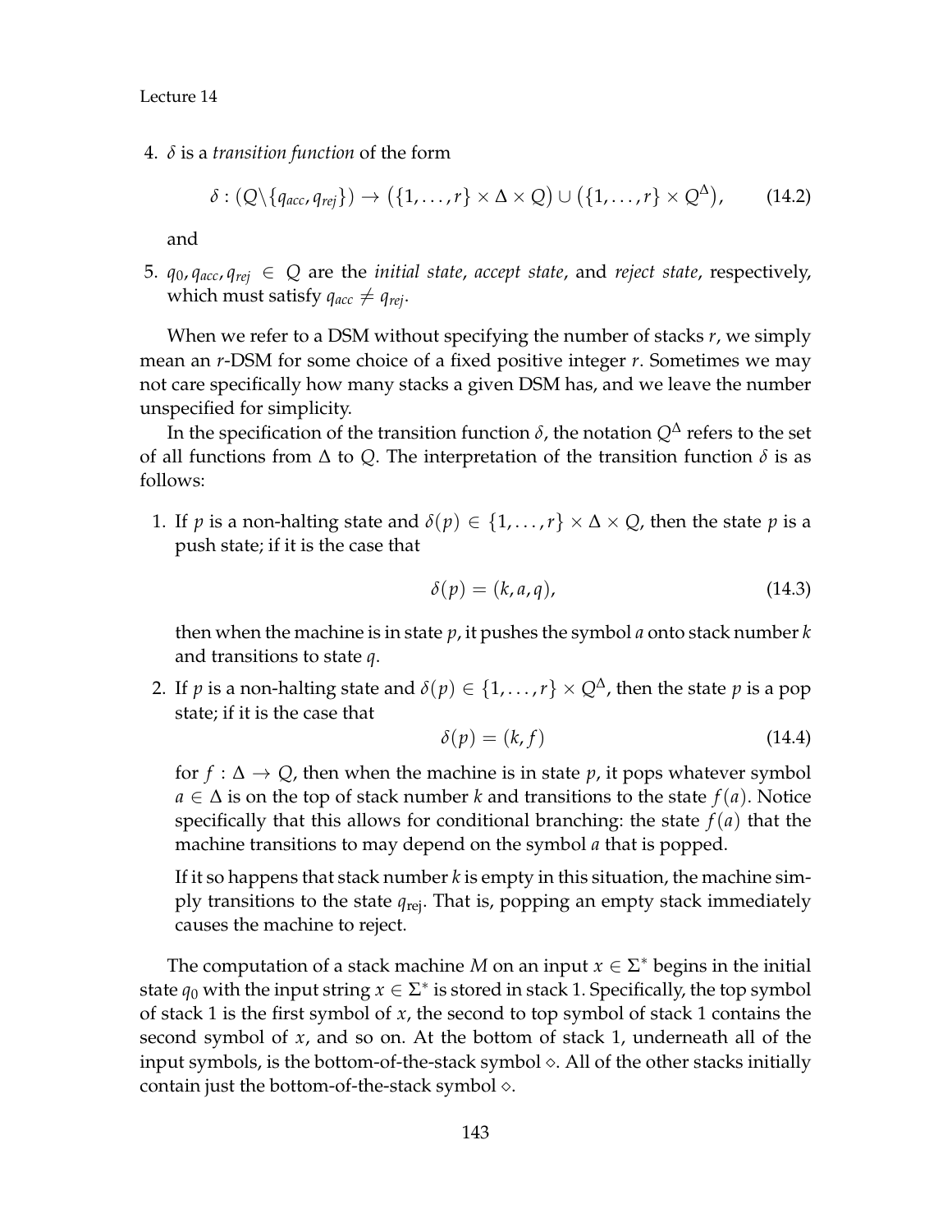4. $\delta$ is a *transition function* of the form

$$\delta : (Q \backslash \{q_{acc}, q_{rej}\}) \rightarrow \big(\{1, \ldots, r\} \times \Delta \times Q\big) \cup \big(\{1, \ldots, r\} \times Q^{\Delta}\big), \tag{14.2}$$

   and

5. $q_0, q_{acc}, q_{rej} \in Q$ are the *initial state*, *accept state*, and *reject state*, respectively, which must satisfy $q_{acc} \neq q_{rej}$.

When we refer to a DSM without specifying the number of stacks $r$, we simply mean an $r$-DSM for some choice of a fixed positive integer $r$. Sometimes we may not care specifically how many stacks a given DSM has, and we leave the number unspecified for simplicity.

In the specification of the transition function $\delta$, the notation $Q^{\Delta}$ refers to the set of all functions from $\Delta$ to $Q$. The interpretation of the transition function $\delta$ is as follows:

1. If $p$ is a non-halting state and $\delta(p) \in \{1, \ldots, r\} \times \Delta \times Q$, then the state $p$ is a push state; if it is the case that

$$\delta(p) = (k, a, q), \tag{14.3}$$

   then when the machine is in state $p$, it pushes the symbol $a$ onto stack number $k$ and transitions to state $q$.

2. If $p$ is a non-halting state and $\delta(p) \in \{1, \ldots, r\} \times Q^{\Delta}$, then the state $p$ is a pop state; if it is the case that

$$\delta(p) = (k, f) \tag{14.4}$$

   for $f : \Delta \rightarrow Q$, then when the machine is in state $p$, it pops whatever symbol $a \in \Delta$ is on the top of stack number $k$ and transitions to the state $f(a)$. Notice specifically that this allows for conditional branching: the state $f(a)$ that the machine transitions to may depend on the symbol $a$ that is popped.

   If it so happens that stack number $k$ is empty in this situation, the machine simply transitions to the state $q_{\text{rej}}$. That is, popping an empty stack immediately causes the machine to reject.

The computation of a stack machine $M$ on an input $x \in \Sigma^*$ begins in the initial state $q_0$ with the input string $x \in \Sigma^*$ is stored in stack 1. Specifically, the top symbol of stack 1 is the first symbol of $x$, the second to top symbol of stack 1 contains the second symbol of $x$, and so on. At the bottom of stack 1, underneath all of the input symbols, is the bottom-of-the-stack symbol $\diamond$. All of the other stacks initially contain just the bottom-of-the-stack symbol $\diamond$.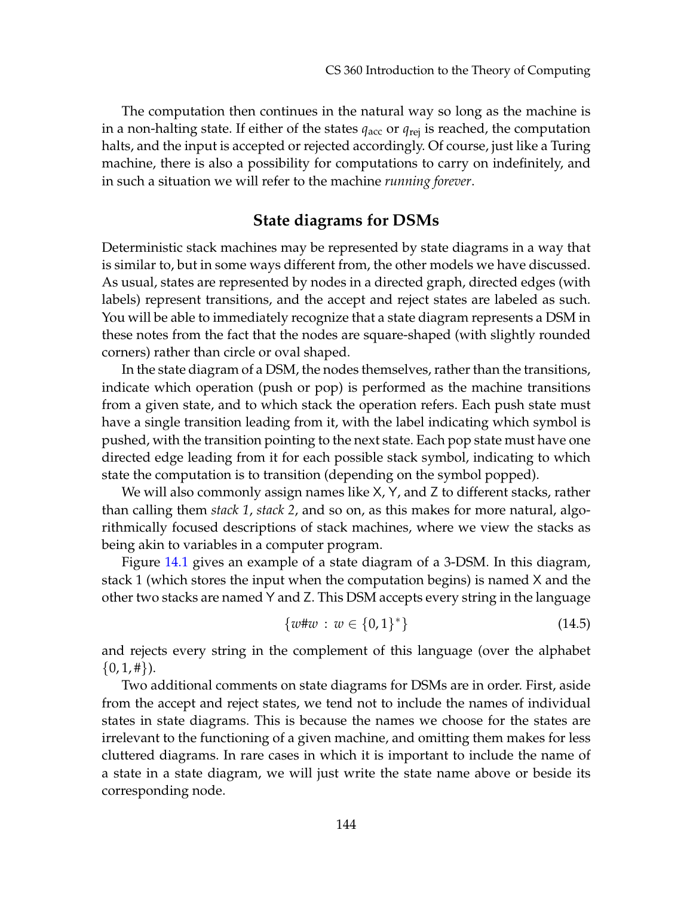The computation then continues in the natural way so long as the machine is in a non-halting state. If either of the states $q_{\text{acc}}$ or $q_{\text{rej}}$ is reached, the computation halts, and the input is accepted or rejected accordingly. Of course, just like a Turing machine, there is also a possibility for computations to carry on indefinitely, and in such a situation we will refer to the machine *running forever*.

## State diagrams for DSMs

Deterministic stack machines may be represented by state diagrams in a way that is similar to, but in some ways different from, the other models we have discussed. As usual, states are represented by nodes in a directed graph, directed edges (with labels) represent transitions, and the accept and reject states are labeled as such. You will be able to immediately recognize that a state diagram represents a DSM in these notes from the fact that the nodes are square-shaped (with slightly rounded corners) rather than circle or oval shaped.

In the state diagram of a DSM, the nodes themselves, rather than the transitions, indicate which operation (push or pop) is performed as the machine transitions from a given state, and to which stack the operation refers. Each push state must have a single transition leading from it, with the label indicating which symbol is pushed, with the transition pointing to the next state. Each pop state must have one directed edge leading from it for each possible stack symbol, indicating to which state the computation is to transition (depending on the symbol popped).

We will also commonly assign names like X, Y, and Z to different stacks, rather than calling them *stack 1*, *stack 2*, and so on, as this makes for more natural, algorithmically focused descriptions of stack machines, where we view the stacks as being akin to variables in a computer program.

Figure 14.1 gives an example of a state diagram of a 3-DSM. In this diagram, stack 1 (which stores the input when the computation begins) is named X and the other two stacks are named Y and Z. This DSM accepts every string in the language

$$\{w\#w \,:\, w \in \{0,1\}^*\} \tag{14.5}$$

and rejects every string in the complement of this language (over the alphabet $\{0, 1, \#\}$).

Two additional comments on state diagrams for DSMs are in order. First, aside from the accept and reject states, we tend not to include the names of individual states in state diagrams. This is because the names we choose for the states are irrelevant to the functioning of a given machine, and omitting them makes for less cluttered diagrams. In rare cases in which it is important to include the name of a state in a state diagram, we will just write the state name above or beside its corresponding node.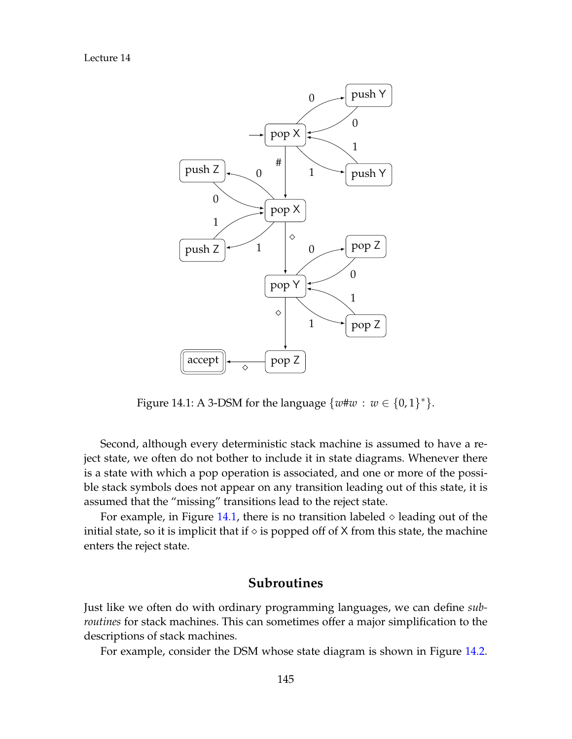Figure 14.1: A 3-DSM for the language $\{w\#w : w \in \{0,1\}^*\}$.

Second, although every deterministic stack machine is assumed to have a reject state, we often do not bother to include it in state diagrams. Whenever there is a state with which a pop operation is associated, and one or more of the possible stack symbols does not appear on any transition leading out of this state, it is assumed that the "missing" transitions lead to the reject state.

For example, in Figure 14.1, there is no transition labeled $\diamond$ leading out of the initial state, so it is implicit that if $\diamond$ is popped off of X from this state, the machine enters the reject state.

## Subroutines

Just like we often do with ordinary programming languages, we can define *subroutines* for stack machines. This can sometimes offer a major simplification to the descriptions of stack machines.

For example, consider the DSM whose state diagram is shown in Figure 14.2.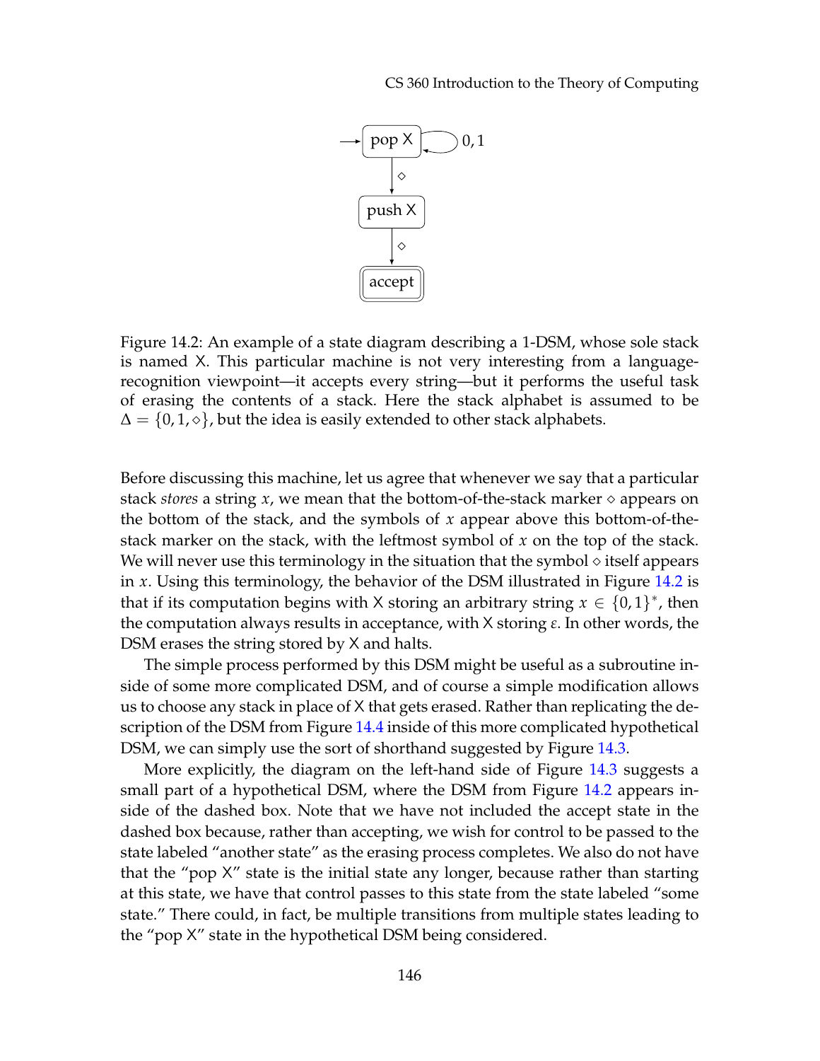Figure 14.2: An example of a state diagram describing a 1-DSM, whose sole stack is named X. This particular machine is not very interesting from a language-recognition viewpoint—it accepts every string—but it performs the useful task of erasing the contents of a stack. Here the stack alphabet is assumed to be $\Delta = \{0, 1, \diamond\}$, but the idea is easily extended to other stack alphabets.

Before discussing this machine, let us agree that whenever we say that a particular stack *stores* a string $x$, we mean that the bottom-of-the-stack marker $\diamond$ appears on the bottom of the stack, and the symbols of $x$ appear above this bottom-of-the-stack marker on the stack, with the leftmost symbol of $x$ on the top of the stack. We will never use this terminology in the situation that the symbol $\diamond$ itself appears in $x$. Using this terminology, the behavior of the DSM illustrated in Figure 14.2 is that if its computation begins with X storing an arbitrary string $x \in \{0, 1\}^*$, then the computation always results in acceptance, with X storing $\varepsilon$. In other words, the DSM erases the string stored by X and halts.

The simple process performed by this DSM might be useful as a subroutine inside of some more complicated DSM, and of course a simple modification allows us to choose any stack in place of X that gets erased. Rather than replicating the description of the DSM from Figure 14.4 inside of this more complicated hypothetical DSM, we can simply use the sort of shorthand suggested by Figure 14.3.

More explicitly, the diagram on the left-hand side of Figure 14.3 suggests a small part of a hypothetical DSM, where the DSM from Figure 14.2 appears inside of the dashed box. Note that we have not included the accept state in the dashed box because, rather than accepting, we wish for control to be passed to the state labeled "another state" as the erasing process completes. We also do not have that the "pop X" state is the initial state any longer, because rather than starting at this state, we have that control passes to this state from the state labeled "some state." There could, in fact, be multiple transitions from multiple states leading to the "pop X" state in the hypothetical DSM being considered.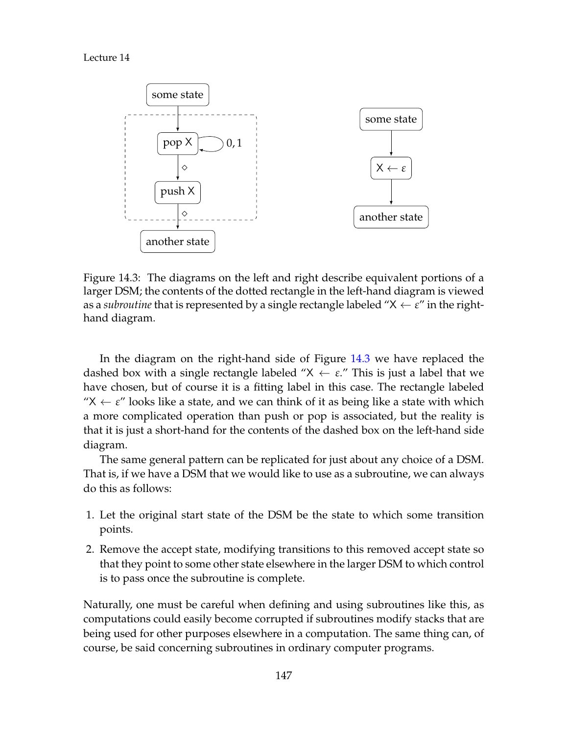Figure 14.3: The diagrams on the left and right describe equivalent portions of a larger DSM; the contents of the dotted rectangle in the left-hand diagram is viewed as a *subroutine* that is represented by a single rectangle labeled "$\mathsf{X} \leftarrow \varepsilon$" in the right-hand diagram.

In the diagram on the right-hand side of Figure 14.3 we have replaced the dashed box with a single rectangle labeled "$\mathsf{X} \leftarrow \varepsilon$." This is just a label that we have chosen, but of course it is a fitting label in this case. The rectangle labeled "$\mathsf{X} \leftarrow \varepsilon$" looks like a state, and we can think of it as being like a state with which a more complicated operation than push or pop is associated, but the reality is that it is just a short-hand for the contents of the dashed box on the left-hand side diagram.

The same general pattern can be replicated for just about any choice of a DSM. That is, if we have a DSM that we would like to use as a subroutine, we can always do this as follows:

1. Let the original start state of the DSM be the state to which some transition points.
2. Remove the accept state, modifying transitions to this removed accept state so that they point to some other state elsewhere in the larger DSM to which control is to pass once the subroutine is complete.

Naturally, one must be careful when defining and using subroutines like this, as computations could easily become corrupted if subroutines modify stacks that are being used for other purposes elsewhere in a computation. The same thing can, of course, be said concerning subroutines in ordinary computer programs.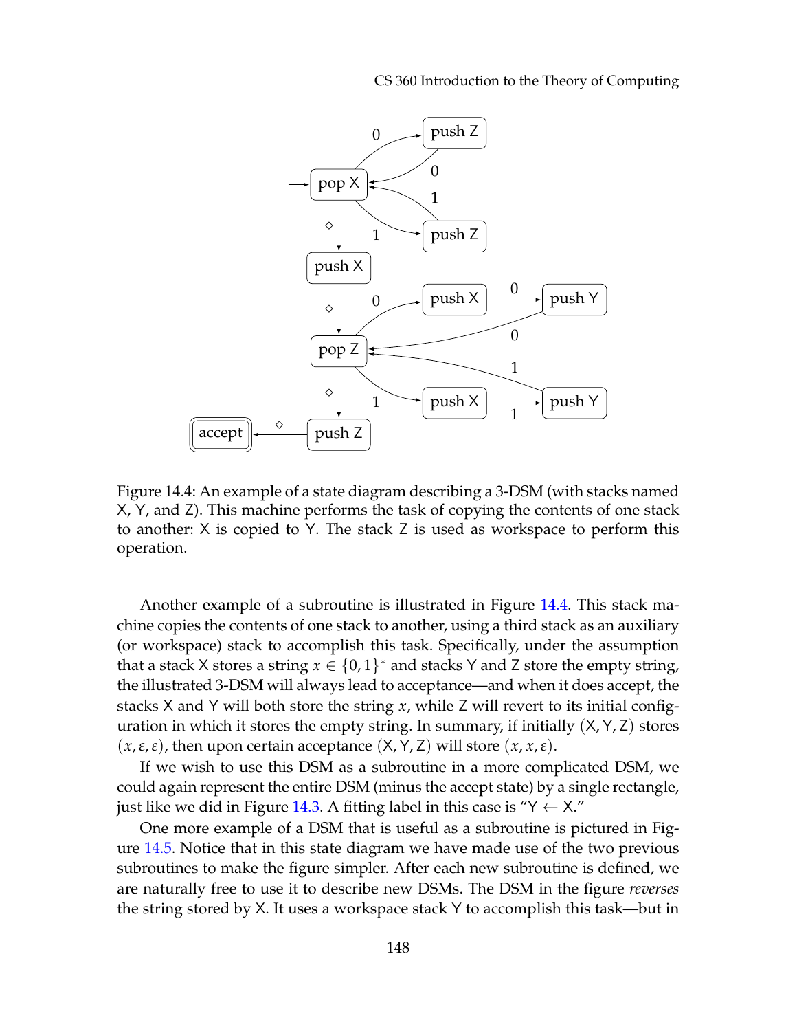Figure 14.4: An example of a state diagram describing a 3-DSM (with stacks named X, Y, and Z). This machine performs the task of copying the contents of one stack to another: X is copied to Y. The stack Z is used as workspace to perform this operation.

Another example of a subroutine is illustrated in Figure 14.4. This stack machine copies the contents of one stack to another, using a third stack as an auxiliary (or workspace) stack to accomplish this task. Specifically, under the assumption that a stack X stores a string $x \in \{0,1\}^*$ and stacks Y and Z store the empty string, the illustrated 3-DSM will always lead to acceptance—and when it does accept, the stacks X and Y will both store the string $x$, while Z will revert to its initial configuration in which it stores the empty string. In summary, if initially $(\mathsf{X}, \mathsf{Y}, \mathsf{Z})$ stores $(x, \varepsilon, \varepsilon)$, then upon certain acceptance $(\mathsf{X}, \mathsf{Y}, \mathsf{Z})$ will store $(x, x, \varepsilon)$.

If we wish to use this DSM as a subroutine in a more complicated DSM, we could again represent the entire DSM (minus the accept state) by a single rectangle, just like we did in Figure 14.3. A fitting label in this case is "$\mathsf{Y} \leftarrow \mathsf{X}$."

One more example of a DSM that is useful as a subroutine is pictured in Figure 14.5. Notice that in this state diagram we have made use of the two previous subroutines to make the figure simpler. After each new subroutine is defined, we are naturally free to use it to describe new DSMs. The DSM in the figure *reverses* the string stored by X. It uses a workspace stack Y to accomplish this task—but in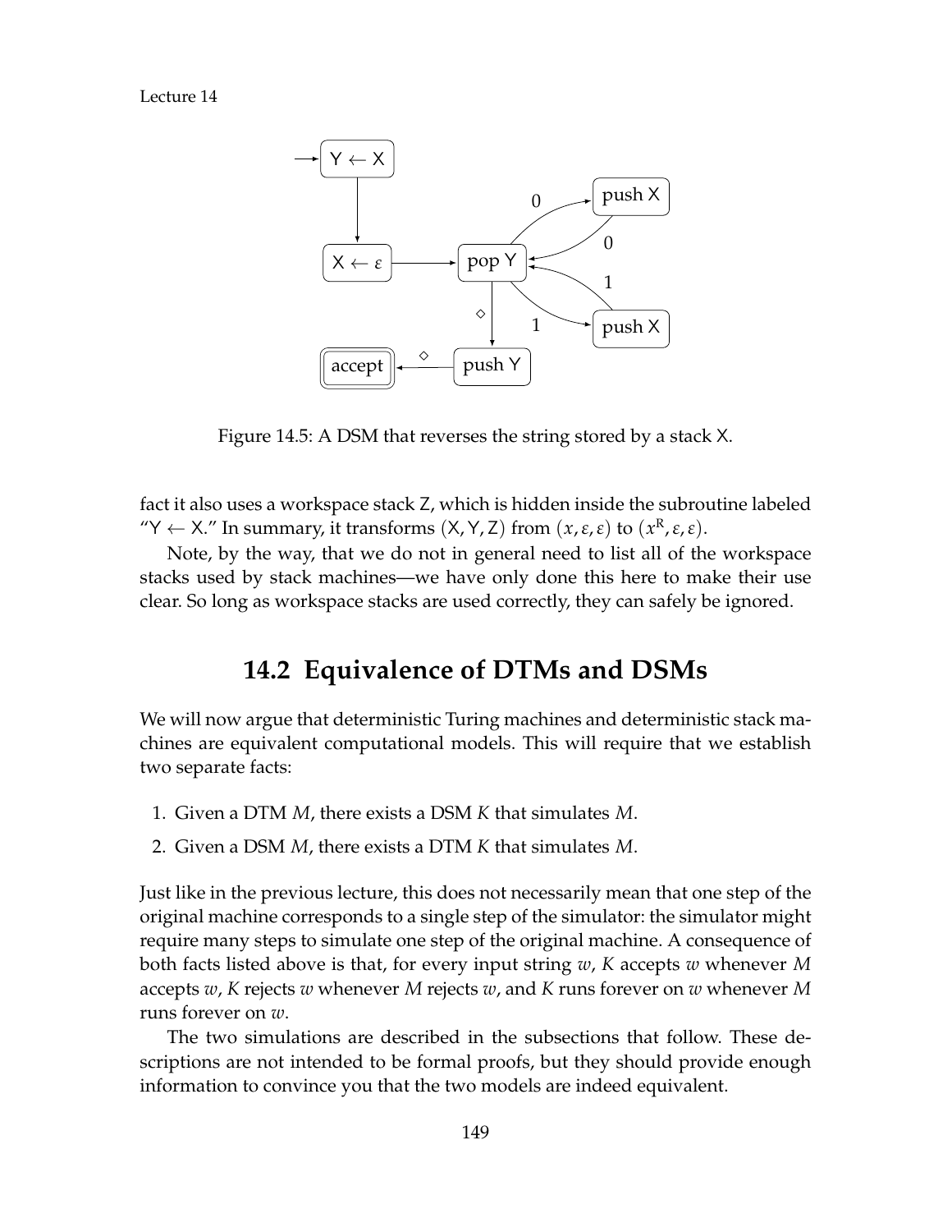Figure 14.5: A DSM that reverses the string stored by a stack X.

fact it also uses a workspace stack Z, which is hidden inside the subroutine labeled "Y ← X." In summary, it transforms (X, Y, Z) from $(x, \varepsilon, \varepsilon)$ to $(x^{R}, \varepsilon, \varepsilon)$.

Note, by the way, that we do not in general need to list all of the workspace stacks used by stack machines—we have only done this here to make their use clear. So long as workspace stacks are used correctly, they can safely be ignored.

## 14.2 Equivalence of DTMs and DSMs

We will now argue that deterministic Turing machines and deterministic stack machines are equivalent computational models. This will require that we establish two separate facts:

1. Given a DTM $M$, there exists a DSM $K$ that simulates $M$.
2. Given a DSM $M$, there exists a DTM $K$ that simulates $M$.

Just like in the previous lecture, this does not necessarily mean that one step of the original machine corresponds to a single step of the simulator: the simulator might require many steps to simulate one step of the original machine. A consequence of both facts listed above is that, for every input string $w$, $K$ accepts $w$ whenever $M$ accepts $w$, $K$ rejects $w$ whenever $M$ rejects $w$, and $K$ runs forever on $w$ whenever $M$ runs forever on $w$.

The two simulations are described in the subsections that follow. These descriptions are not intended to be formal proofs, but they should provide enough information to convince you that the two models are indeed equivalent.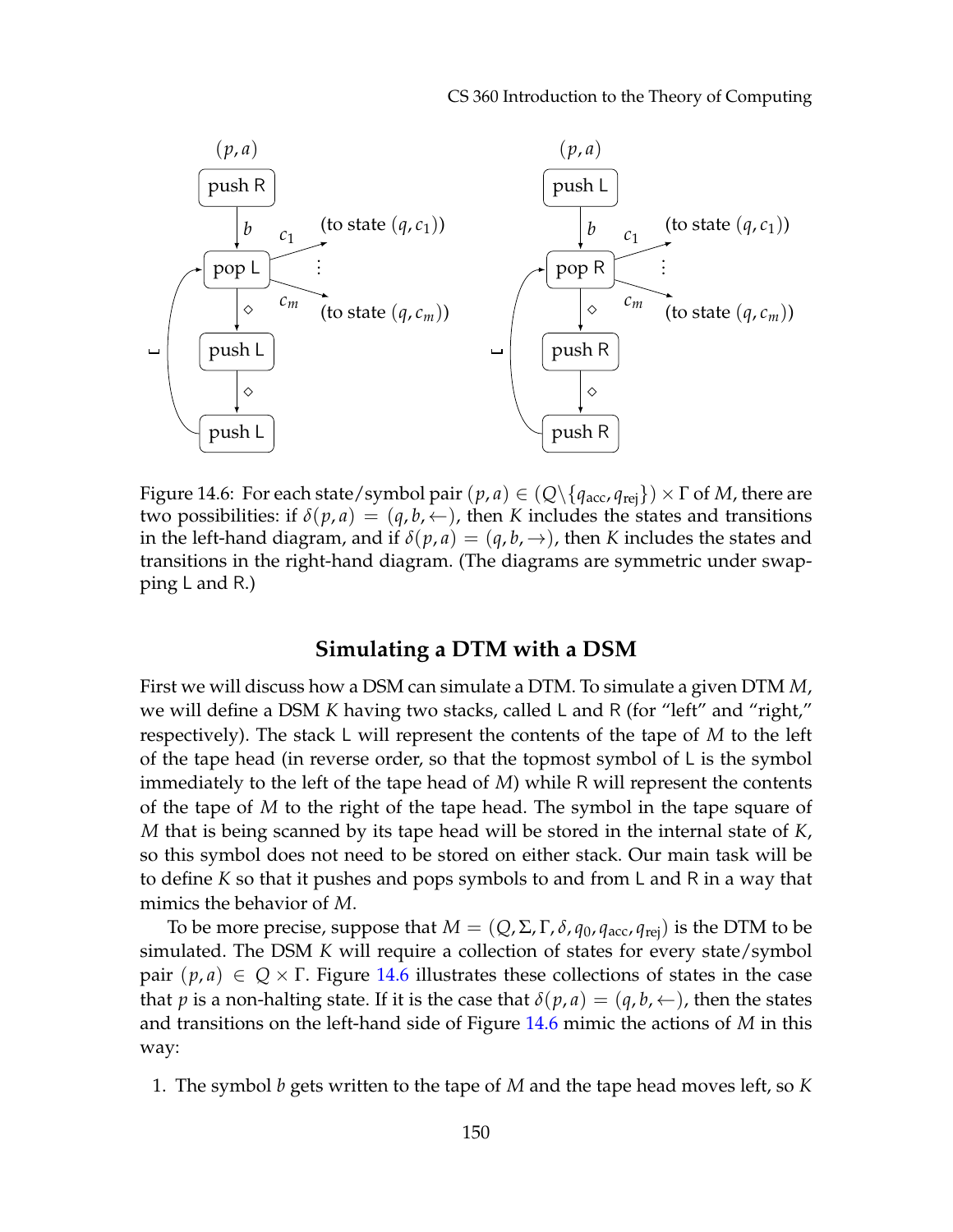Figure 14.6: For each state/symbol pair $(p, a) \in (Q \backslash \{q_{\text{acc}}, q_{\text{rej}}\}) \times \Gamma$ of $M$, there are two possibilities: if $\delta(p, a) = (q, b, \leftarrow)$, then $K$ includes the states and transitions in the left-hand diagram, and if $\delta(p, a) = (q, b, \rightarrow)$, then $K$ includes the states and transitions in the right-hand diagram. (The diagrams are symmetric under swapping L and R.)

## Simulating a DTM with a DSM

First we will discuss how a DSM can simulate a DTM. To simulate a given DTM $M$, we will define a DSM $K$ having two stacks, called L and R (for "left" and "right," respectively). The stack L will represent the contents of the tape of $M$ to the left of the tape head (in reverse order, so that the topmost symbol of L is the symbol immediately to the left of the tape head of $M$) while R will represent the contents of the tape of $M$ to the right of the tape head. The symbol in the tape square of $M$ that is being scanned by its tape head will be stored in the internal state of $K$, so this symbol does not need to be stored on either stack. Our main task will be to define $K$ so that it pushes and pops symbols to and from L and R in a way that mimics the behavior of $M$.

To be more precise, suppose that $M = (Q, \Sigma, \Gamma, \delta, q_0, q_{\text{acc}}, q_{\text{rej}})$ is the DTM to be simulated. The DSM $K$ will require a collection of states for every state/symbol pair $(p, a) \in Q \times \Gamma$. Figure 14.6 illustrates these collections of states in the case that $p$ is a non-halting state. If it is the case that $\delta(p, a) = (q, b, \leftarrow)$, then the states and transitions on the left-hand side of Figure 14.6 mimic the actions of $M$ in this way:

1. The symbol $b$ gets written to the tape of $M$ and the tape head moves left, so $K$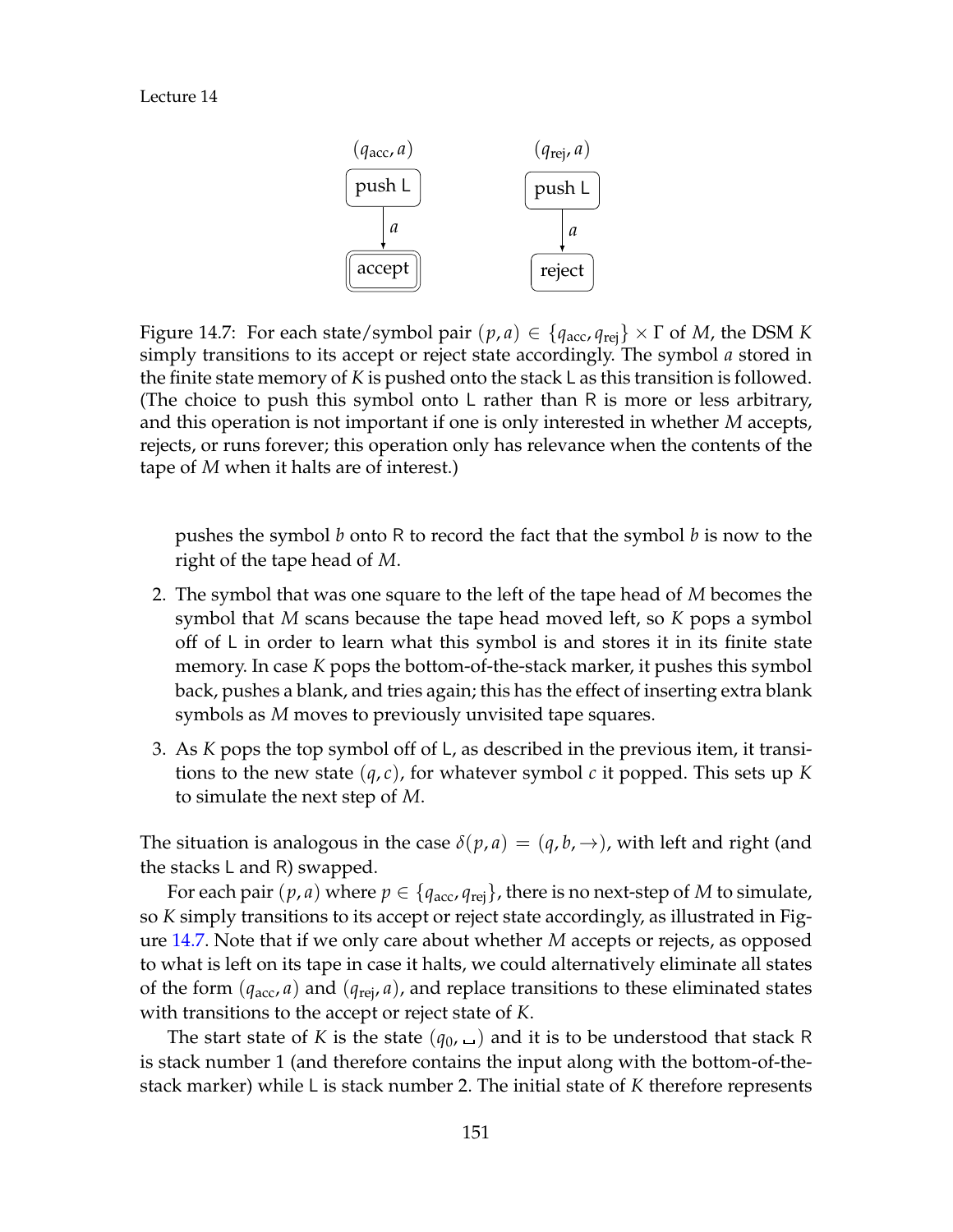Figure 14.7: For each state/symbol pair $(p, a) \in \{q_{\text{acc}}, q_{\text{rej}}\} \times \Gamma$ of $M$, the DSM $K$ simply transitions to its accept or reject state accordingly. The symbol $a$ stored in the finite state memory of $K$ is pushed onto the stack L as this transition is followed. (The choice to push this symbol onto L rather than R is more or less arbitrary, and this operation is not important if one is only interested in whether $M$ accepts, rejects, or runs forever; this operation only has relevance when the contents of the tape of $M$ when it halts are of interest.)

pushes the symbol $b$ onto R to record the fact that the symbol $b$ is now to the right of the tape head of $M$.

2. The symbol that was one square to the left of the tape head of $M$ becomes the symbol that $M$ scans because the tape head moved left, so $K$ pops a symbol off of L in order to learn what this symbol is and stores it in its finite state memory. In case $K$ pops the bottom-of-the-stack marker, it pushes this symbol back, pushes a blank, and tries again; this has the effect of inserting extra blank symbols as $M$ moves to previously unvisited tape squares.
3. As $K$ pops the top symbol off of L, as described in the previous item, it transitions to the new state $(q, c)$, for whatever symbol $c$ it popped. This sets up $K$ to simulate the next step of $M$.

The situation is analogous in the case $\delta(p, a) = (q, b, \rightarrow)$, with left and right (and the stacks L and R) swapped.

For each pair $(p, a)$ where $p \in \{q_{\text{acc}}, q_{\text{rej}}\}$, there is no next-step of $M$ to simulate, so $K$ simply transitions to its accept or reject state accordingly, as illustrated in Figure 14.7. Note that if we only care about whether $M$ accepts or rejects, as opposed to what is left on its tape in case it halts, we could alternatively eliminate all states of the form $(q_{\text{acc}}, a)$ and $(q_{\text{rej}}, a)$, and replace transitions to these eliminated states with transitions to the accept or reject state of $K$.

The start state of $K$ is the state $(q_0, \sqcup)$ and it is to be understood that stack R is stack number 1 (and therefore contains the input along with the bottom-of-the-stack marker) while L is stack number 2. The initial state of $K$ therefore represents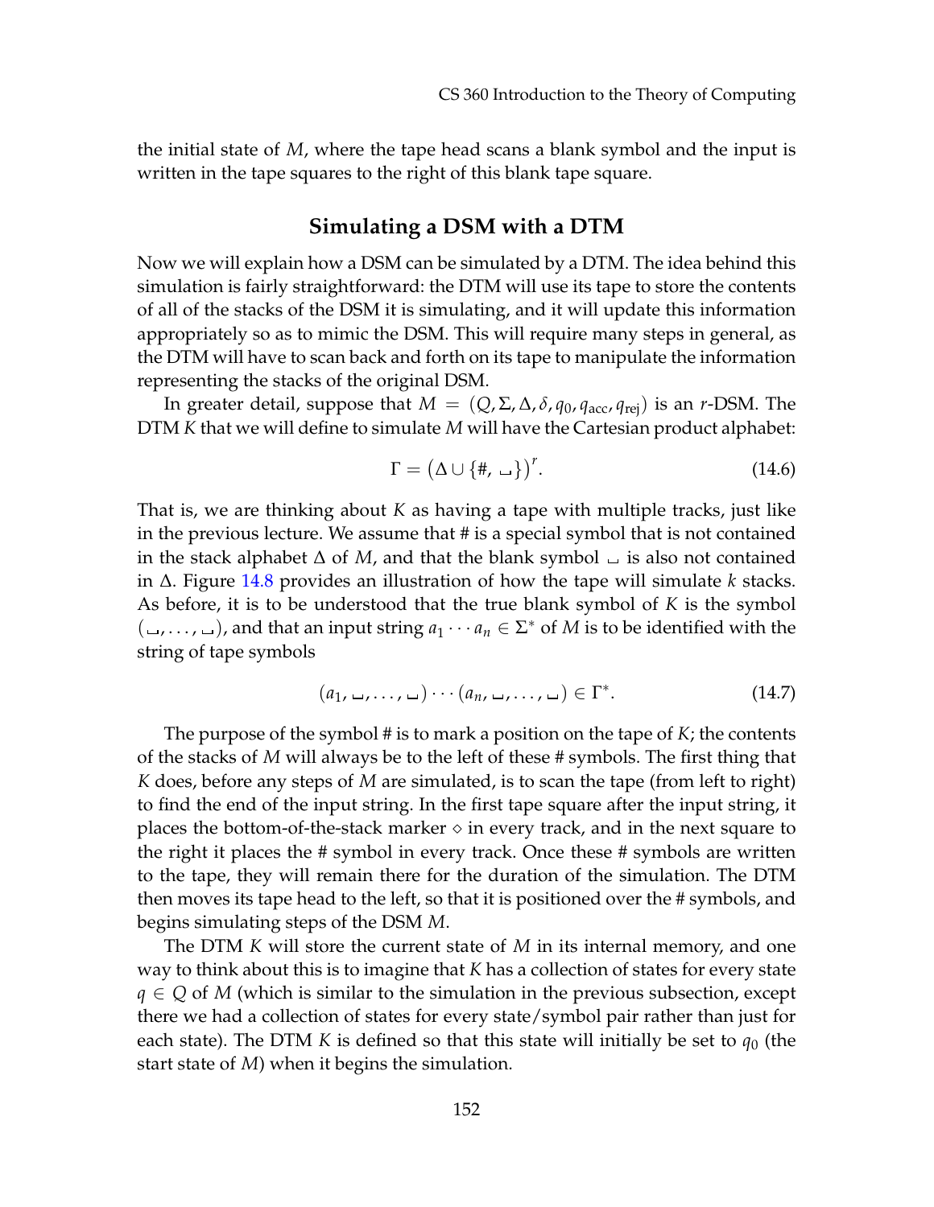the initial state of $M$, where the tape head scans a blank symbol and the input is written in the tape squares to the right of this blank tape square.

## Simulating a DSM with a DTM

Now we will explain how a DSM can be simulated by a DTM. The idea behind this simulation is fairly straightforward: the DTM will use its tape to store the contents of all of the stacks of the DSM it is simulating, and it will update this information appropriately so as to mimic the DSM. This will require many steps in general, as the DTM will have to scan back and forth on its tape to manipulate the information representing the stacks of the original DSM.

In greater detail, suppose that $M = (Q, \Sigma, \Delta, \delta, q_0, q_{\text{acc}}, q_{\text{rej}})$ is an $r$-DSM. The DTM $K$ that we will define to simulate $M$ will have the Cartesian product alphabet:

$$\Gamma = \left(\Delta \cup \{\#, \sqcup\}\right)^r. \tag{14.6}$$

That is, we are thinking about $K$ as having a tape with multiple tracks, just like in the previous lecture. We assume that # is a special symbol that is not contained in the stack alphabet $\Delta$ of $M$, and that the blank symbol $\sqcup$ is also not contained in $\Delta$. Figure 14.8 provides an illustration of how the tape will simulate $k$ stacks. As before, it is to be understood that the true blank symbol of $K$ is the symbol $(\sqcup, \ldots, \sqcup)$, and that an input string $a_1 \cdots a_n \in \Sigma^*$ of $M$ is to be identified with the string of tape symbols

$$(a_1, \sqcup, \ldots, \sqcup) \cdots (a_n, \sqcup, \ldots, \sqcup) \in \Gamma^*. \tag{14.7}$$

The purpose of the symbol # is to mark a position on the tape of $K$; the contents of the stacks of $M$ will always be to the left of these # symbols. The first thing that $K$ does, before any steps of $M$ are simulated, is to scan the tape (from left to right) to find the end of the input string. In the first tape square after the input string, it places the bottom-of-the-stack marker $\diamond$ in every track, and in the next square to the right it places the # symbol in every track. Once these # symbols are written to the tape, they will remain there for the duration of the simulation. The DTM then moves its tape head to the left, so that it is positioned over the # symbols, and begins simulating steps of the DSM $M$.

The DTM $K$ will store the current state of $M$ in its internal memory, and one way to think about this is to imagine that $K$ has a collection of states for every state $q \in Q$ of $M$ (which is similar to the simulation in the previous subsection, except there we had a collection of states for every state/symbol pair rather than just for each state). The DTM $K$ is defined so that this state will initially be set to $q_0$ (the start state of $M$) when it begins the simulation.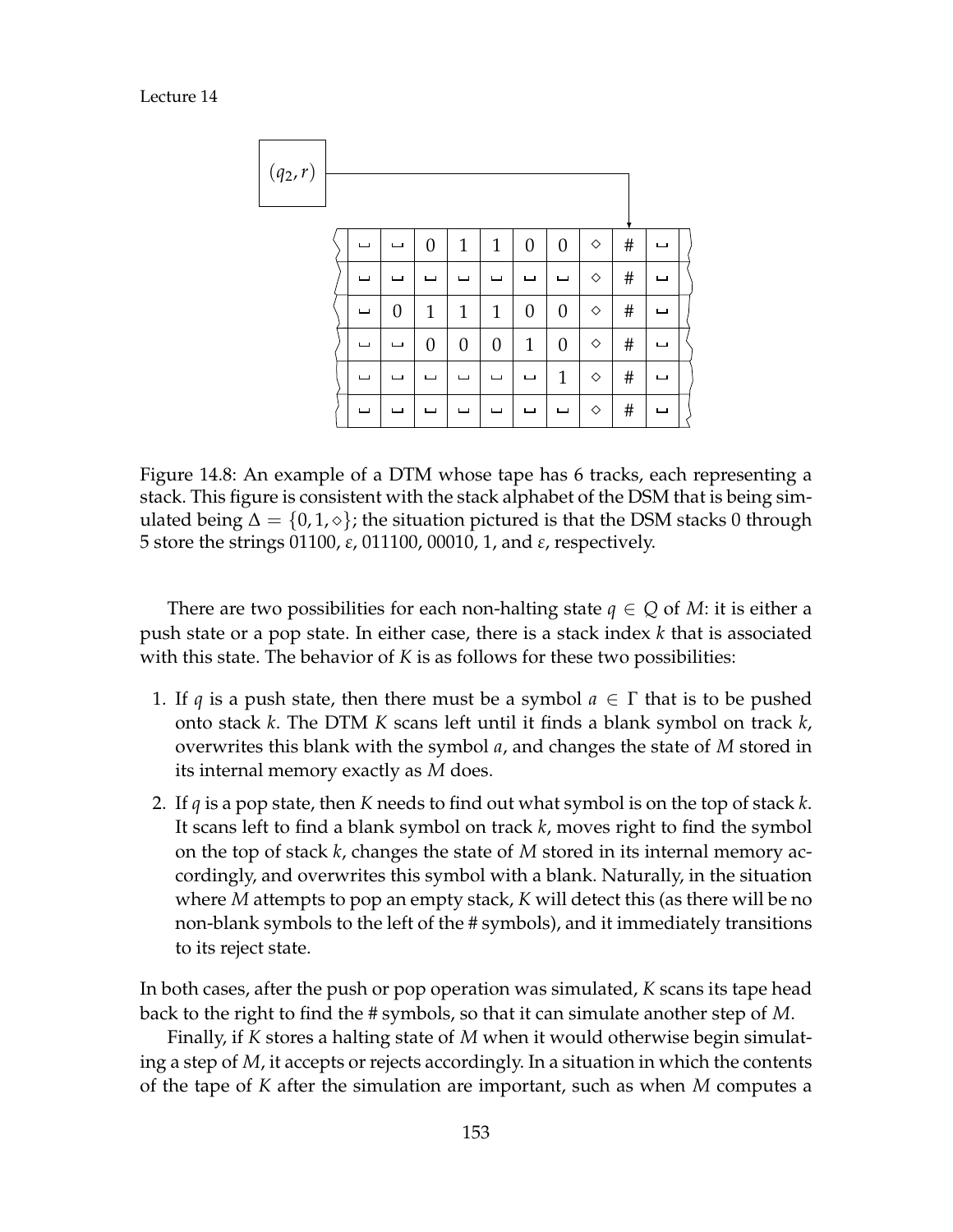| ␣ | ␣ | 0 | 1 | 1 | 0 | 0 | ⋄ | # | ␣ |
|---|---|---|---|---|---|---|---|---|---|
| ␣ | ␣ | ␣ | ␣ | ␣ | ␣ | ␣ | ⋄ | # | ␣ |
| ␣ | 0 | 1 | 1 | 1 | 0 | 0 | ⋄ | # | ␣ |
| ␣ | ␣ | 0 | 0 | 0 | 1 | 0 | ⋄ | # | ␣ |
| ␣ | ␣ | ␣ | ␣ | ␣ | ␣ | 1 | ⋄ | # | ␣ |
| ␣ | ␣ | ␣ | ␣ | ␣ | ␣ | ␣ | ⋄ | # | ␣ |

(Internal state: $(q_2, r)$, tape head positioned on the # column.)

Figure 14.8: An example of a DTM whose tape has 6 tracks, each representing a stack. This figure is consistent with the stack alphabet of the DSM that is being simulated being $\Delta = \{0, 1, \diamond\}$; the situation pictured is that the DSM stacks 0 through 5 store the strings 01100, $\varepsilon$, 011100, 00010, 1, and $\varepsilon$, respectively.

There are two possibilities for each non-halting state $q \in Q$ of $M$: it is either a push state or a pop state. In either case, there is a stack index $k$ that is associated with this state. The behavior of $K$ is as follows for these two possibilities:

1. If $q$ is a push state, then there must be a symbol $a \in \Gamma$ that is to be pushed onto stack $k$. The DTM $K$ scans left until it finds a blank symbol on track $k$, overwrites this blank with the symbol $a$, and changes the state of $M$ stored in its internal memory exactly as $M$ does.
2. If $q$ is a pop state, then $K$ needs to find out what symbol is on the top of stack $k$. It scans left to find a blank symbol on track $k$, moves right to find the symbol on the top of stack $k$, changes the state of $M$ stored in its internal memory accordingly, and overwrites this symbol with a blank. Naturally, in the situation where $M$ attempts to pop an empty stack, $K$ will detect this (as there will be no non-blank symbols to the left of the # symbols), and it immediately transitions to its reject state.

In both cases, after the push or pop operation was simulated, $K$ scans its tape head back to the right to find the # symbols, so that it can simulate another step of $M$.

Finally, if $K$ stores a halting state of $M$ when it would otherwise begin simulating a step of $M$, it accepts or rejects accordingly. In a situation in which the contents of the tape of $K$ after the simulation are important, such as when $M$ computes a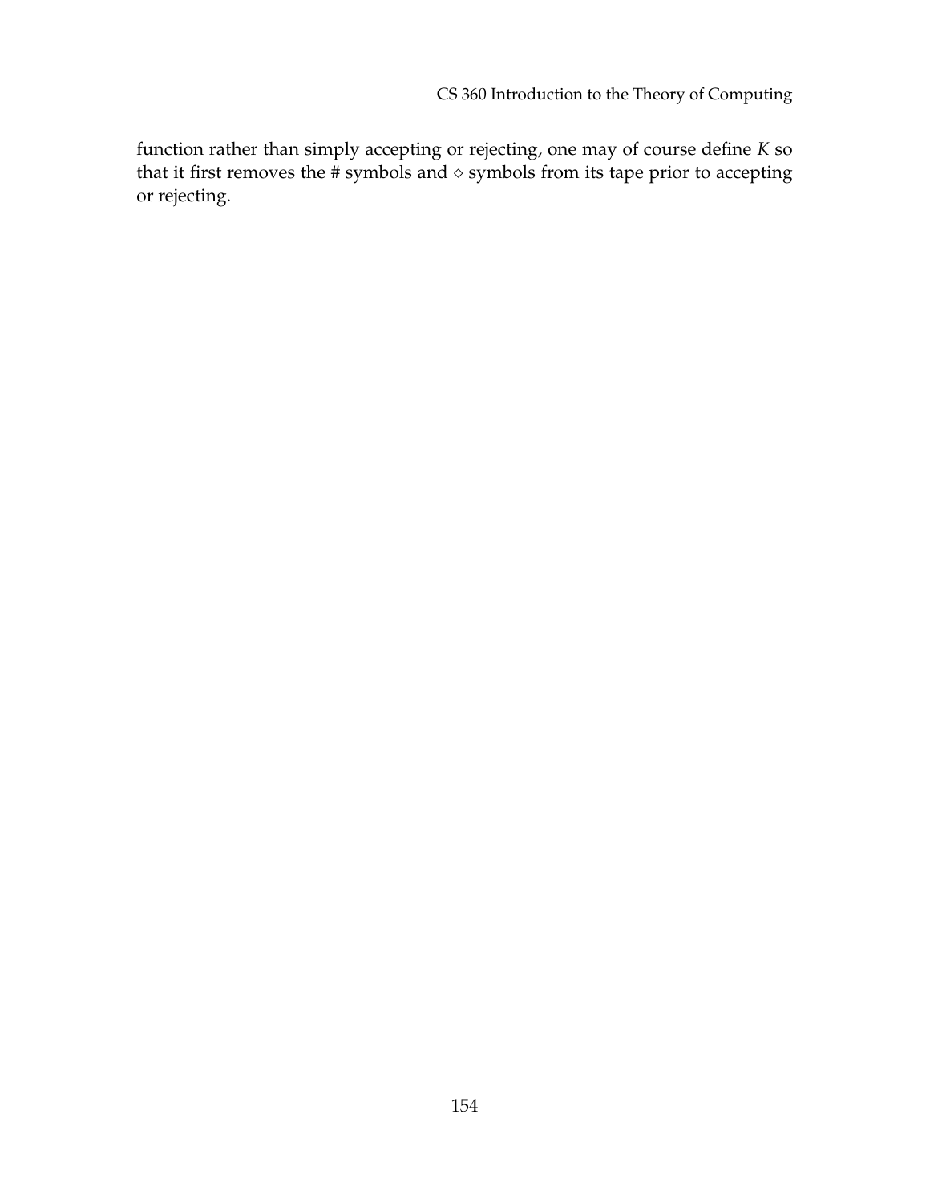function rather than simply accepting or rejecting, one may of course define $K$ so that it first removes the # symbols and $\diamond$ symbols from its tape prior to accepting or rejecting.